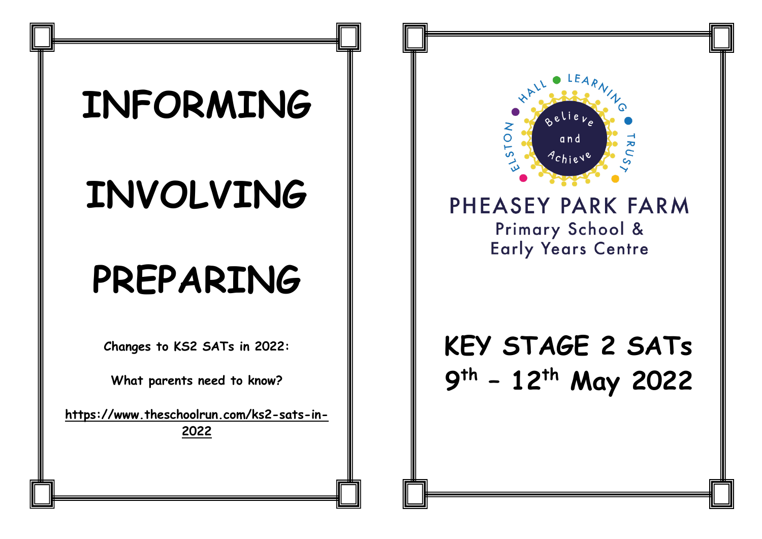# INFORMING

# INVOLVING

# PREPARING

**Changes to KS2 SATs in 2022:**

**What parents need to know?**

**https://www.theschoolrun.com/ks2-sats-in-2022**

ELSTON HALL LEARNING TRUST

Believe and Achieve

PHEASEY PARK FARM

Primary School &
Early Years Centre

# KEY STAGE 2 SATs
# 9th – 12th May 2022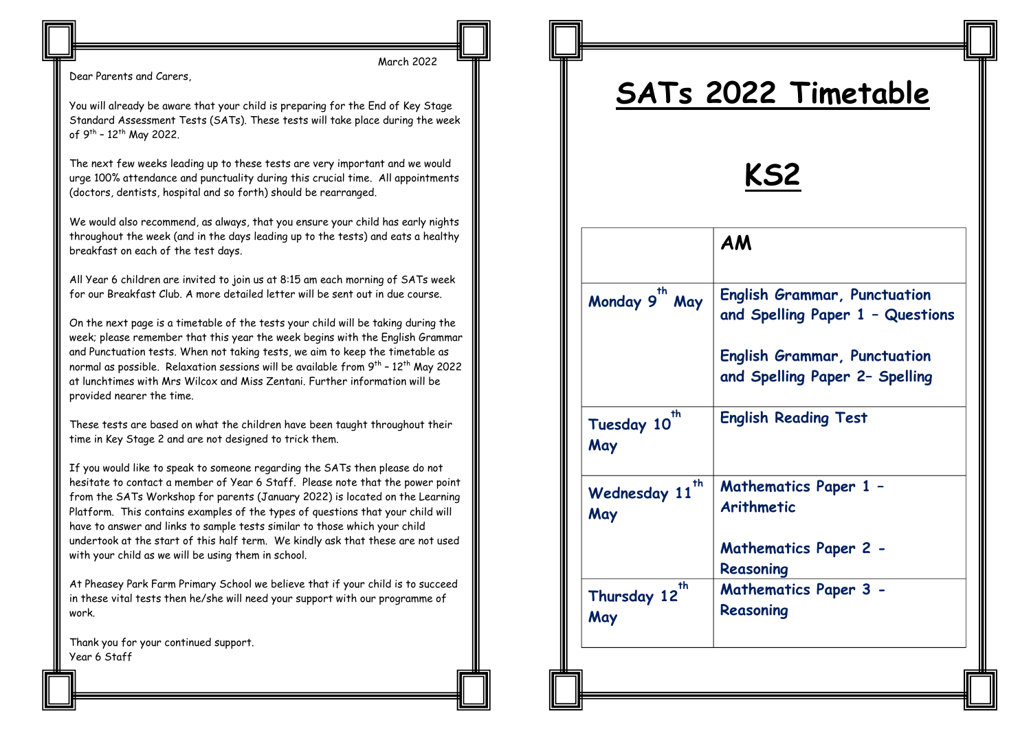March 2022

Dear Parents and Carers,

You will already be aware that your child is preparing for the End of Key Stage Standard Assessment Tests (SATs). These tests will take place during the week of 9th – 12th May 2022.

The next few weeks leading up to these tests are very important and we would urge 100% attendance and punctuality during this crucial time. All appointments (doctors, dentists, hospital and so forth) should be rearranged.

We would also recommend, as always, that you ensure your child has early nights throughout the week (and in the days leading up to the tests) and eats a healthy breakfast on each of the test days.

All Year 6 children are invited to join us at 8:15 am each morning of SATs week for our Breakfast Club. A more detailed letter will be sent out in due course.

On the next page is a timetable of the tests your child will be taking during the week; please remember that this year the week begins with the English Grammar and Punctuation tests. When not taking tests, we aim to keep the timetable as normal as possible. Relaxation sessions will be available from 9th – 12th May 2022 at lunchtimes with Mrs Wilcox and Miss Zentani. Further information will be provided nearer the time.

These tests are based on what the children have been taught throughout their time in Key Stage 2 and are not designed to trick them.

If you would like to speak to someone regarding the SATs then please do not hesitate to contact a member of Year 6 Staff. Please note that the power point from the SATs Workshop for parents (January 2022) is located on the Learning Platform. This contains examples of the types of questions that your child will have to answer and links to sample tests similar to those which your child undertook at the start of this half term. We kindly ask that these are not used with your child as we will be using them in school.

At Pheasey Park Farm Primary School we believe that if your child is to succeed in these vital tests then he/she will need your support with our programme of work.

Thank you for your continued support.
Year 6 Staff

# SATs 2022 Timetable

# KS2

| | AM |
|---|---|
| Monday 9th May | English Grammar, Punctuation and Spelling Paper 1 – Questions<br><br>English Grammar, Punctuation and Spelling Paper 2– Spelling |
| Tuesday 10th May | English Reading Test |
| Wednesday 11th May | Mathematics Paper 1 - Arithmetic<br><br>Mathematics Paper 2 - Reasoning |
| Thursday 12th May | Mathematics Paper 3 - Reasoning |